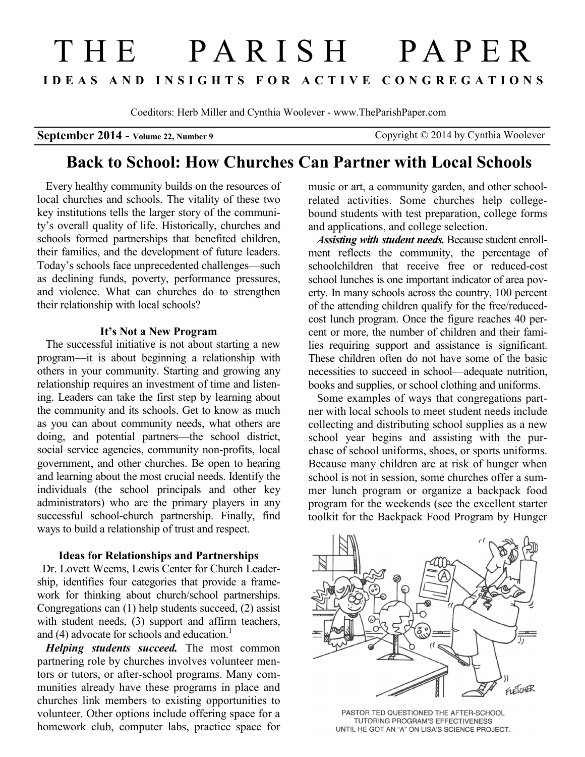// THE PARISH PAPER

**IDEAS AND INSIGHTS FOR ACTIVE CONGREGATIONS**

Coeditors: Herb Miller and Cynthia Woolever - www.TheParishPaper.com

**September 2014 - Volume 22, Number 9** Copyright © 2014 by Cynthia Woolever

## Back to School: How Churches Can Partner with Local Schools

Every healthy community builds on the resources of local churches and schools. The vitality of these two key institutions tells the larger story of the community's overall quality of life. Historically, churches and schools formed partnerships that benefited children, their families, and the development of future leaders. Today's schools face unprecedented challenges—such as declining funds, poverty, performance pressures, and violence. What can churches do to strengthen their relationship with local schools?

### It's Not a New Program

The successful initiative is not about starting a new program—it is about beginning a relationship with others in your community. Starting and growing any relationship requires an investment of time and listening. Leaders can take the first step by learning about the community and its schools. Get to know as much as you can about community needs, what others are doing, and potential partners—the school district, social service agencies, community non-profits, local government, and other churches. Be open to hearing and learning about the most crucial needs. Identify the individuals (the school principals and other key administrators) who are the primary players in any successful school-church partnership. Finally, find ways to build a relationship of trust and respect.

### Ideas for Relationships and Partnerships

Dr. Lovett Weems, Lewis Center for Church Leadership, identifies four categories that provide a framework for thinking about church/school partnerships. Congregations can (1) help students succeed, (2) assist with student needs, (3) support and affirm teachers, and (4) advocate for schools and education.[1]

***Helping students succeed.*** The most common partnering role by churches involves volunteer mentors or tutors, or after-school programs. Many communities already have these programs in place and churches link members to existing opportunities to volunteer. Other options include offering space for a homework club, computer labs, practice space for music or art, a community garden, and other school-related activities. Some churches help college-bound students with test preparation, college forms and applications, and college selection.

***Assisting with student needs.*** Because student enrollment reflects the community, the percentage of schoolchildren that receive free or reduced-cost school lunches is one important indicator of area poverty. In many schools across the country, 100 percent of the attending children qualify for the free/reduced-cost lunch program. Once the figure reaches 40 percent or more, the number of children and their families requiring support and assistance is significant. These children often do not have some of the basic necessities to succeed in school—adequate nutrition, books and supplies, or school clothing and uniforms.

Some examples of ways that congregations partner with local schools to meet student needs include collecting and distributing school supplies as a new school year begins and assisting with the purchase of school uniforms, shoes, or sports uniforms. Because many children are at risk of hunger when school is not in session, some churches offer a summer lunch program or organize a backpack food program for the weekends (see the excellent starter toolkit for the Backpack Food Program by Hunger

PASTOR TED QUESTIONED THE AFTER-SCHOOL TUTORING PROGRAM'S EFFECTIVENESS UNTIL HE GOT AN "A" ON LISA'S SCIENCE PROJECT.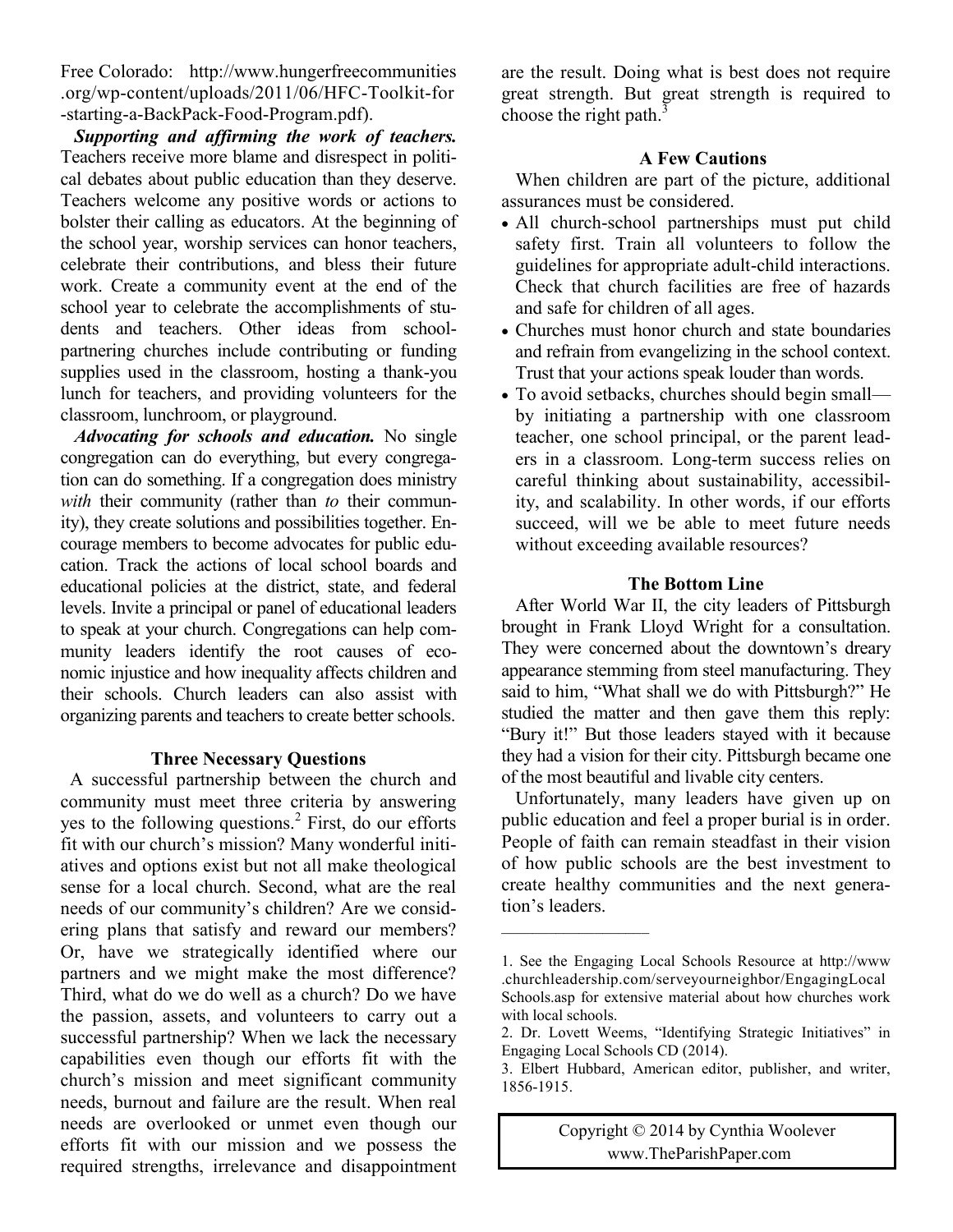Free Colorado: http://www.hungerfreecommunities.org/wp-content/uploads/2011/06/HFC-Toolkit-for-starting-a-BackPack-Food-Program.pdf).

***Supporting and affirming the work of teachers.*** Teachers receive more blame and disrespect in political debates about public education than they deserve. Teachers welcome any positive words or actions to bolster their calling as educators. At the beginning of the school year, worship services can honor teachers, celebrate their contributions, and bless their future work. Create a community event at the end of the school year to celebrate the accomplishments of students and teachers. Other ideas from school-partnering churches include contributing or funding supplies used in the classroom, hosting a thank-you lunch for teachers, and providing volunteers for the classroom, lunchroom, or playground.

***Advocating for schools and education.*** No single congregation can do everything, but every congregation can do something. If a congregation does ministry *with* their community (rather than *to* their community), they create solutions and possibilities together. Encourage members to become advocates for public education. Track the actions of local school boards and educational policies at the district, state, and federal levels. Invite a principal or panel of educational leaders to speak at your church. Congregations can help community leaders identify the root causes of economic injustice and how inequality affects children and their schools. Church leaders can also assist with organizing parents and teachers to create better schools.

### Three Necessary Questions

A successful partnership between the church and community must meet three criteria by answering yes to the following questions.[2] First, do our efforts fit with our church's mission? Many wonderful initiatives and options exist but not all make theological sense for a local church. Second, what are the real needs of our community's children? Are we considering plans that satisfy and reward our members? Or, have we strategically identified where our partners and we might make the most difference? Third, what do we do well as a church? Do we have the passion, assets, and volunteers to carry out a successful partnership? When we lack the necessary capabilities even though our efforts fit with the church's mission and meet significant community needs, burnout and failure are the result. When real needs are overlooked or unmet even though our efforts fit with our mission and we possess the required strengths, irrelevance and disappointment are the result. Doing what is best does not require great strength. But great strength is required to choose the right path.[3]

### A Few Cautions

When children are part of the picture, additional assurances must be considered.

- All church-school partnerships must put child safety first. Train all volunteers to follow the guidelines for appropriate adult-child interactions. Check that church facilities are free of hazards and safe for children of all ages.
- Churches must honor church and state boundaries and refrain from evangelizing in the school context. Trust that your actions speak louder than words.
- To avoid setbacks, churches should begin small—by initiating a partnership with one classroom teacher, one school principal, or the parent leaders in a classroom. Long-term success relies on careful thinking about sustainability, accessibility, and scalability. In other words, if our efforts succeed, will we be able to meet future needs without exceeding available resources?

### The Bottom Line

After World War II, the city leaders of Pittsburgh brought in Frank Lloyd Wright for a consultation. They were concerned about the downtown's dreary appearance stemming from steel manufacturing. They said to him, "What shall we do with Pittsburgh?" He studied the matter and then gave them this reply: "Bury it!" But those leaders stayed with it because they had a vision for their city. Pittsburgh became one of the most beautiful and livable city centers.

Unfortunately, many leaders have given up on public education and feel a proper burial is in order. People of faith can remain steadfast in their vision of how public schools are the best investment to create healthy communities and the next generation's leaders.

---

1. See the Engaging Local Schools Resource at http://www.churchleadership.com/serveyourneighbor/EngagingLocalSchools.asp for extensive material about how churches work with local schools.
2. Dr. Lovett Weems, "Identifying Strategic Initiatives" in Engaging Local Schools CD (2014).
3. Elbert Hubbard, American editor, publisher, and writer, 1856-1915.

Copyright © 2014 by Cynthia Woolever
www.TheParishPaper.com